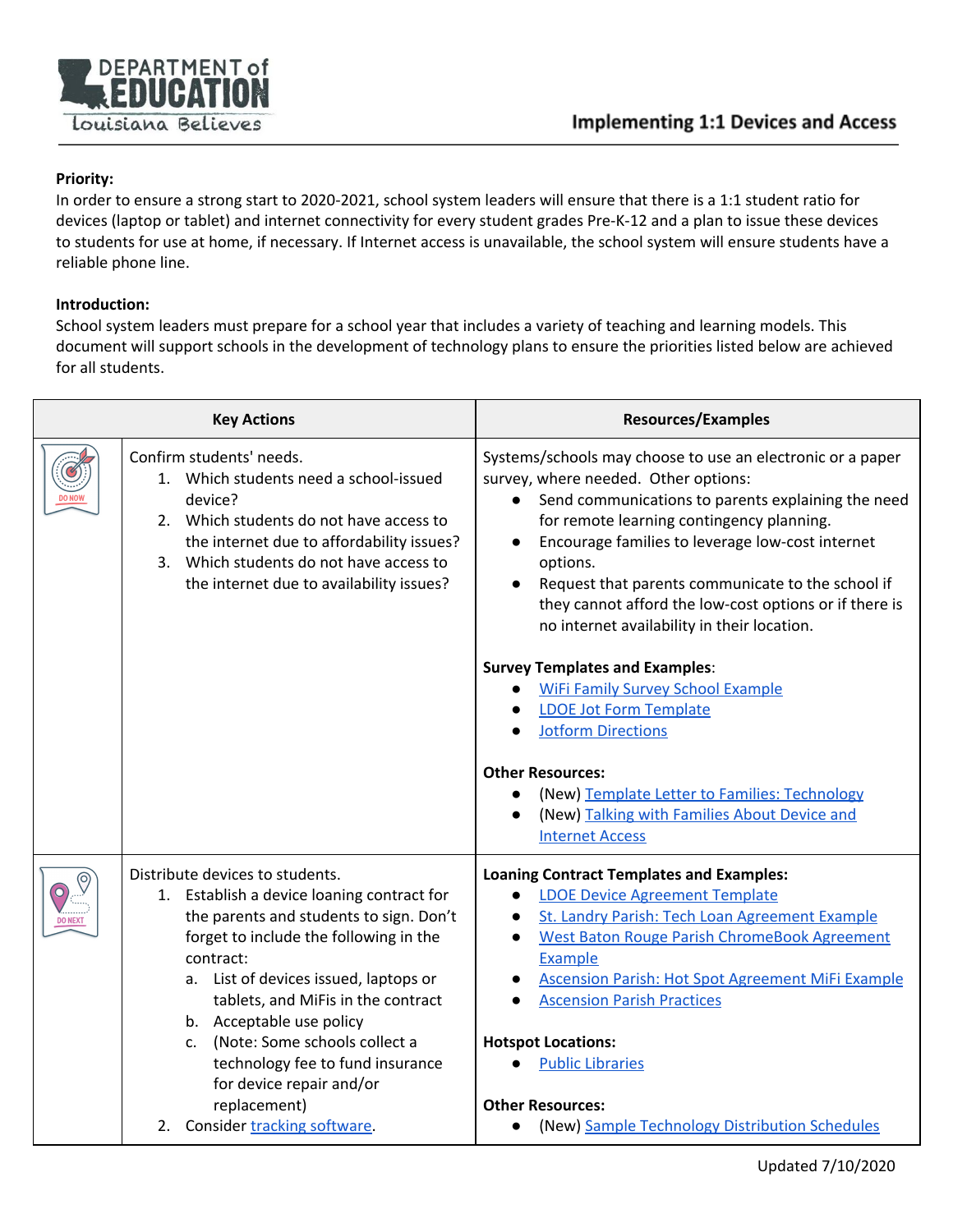# Implementing 1:1 Devices and Access

**Priority:**
In order to ensure a strong start to 2020-2021, school system leaders will ensure that there is a 1:1 student ratio for devices (laptop or tablet) and internet connectivity for every student grades Pre-K-12 and a plan to issue these devices to students for use at home, if necessary. If Internet access is unavailable, the school system will ensure students have a reliable phone line.

**Introduction:**
School system leaders must prepare for a school year that includes a variety of teaching and learning models. This document will support schools in the development of technology plans to ensure the priorities listed below are achieved for all students.

| | Key Actions | Resources/Examples |
|---|---|---|
| DO NOW | Confirm students' needs.<br>1. Which students need a school-issued device?<br>2. Which students do not have access to the internet due to affordability issues?<br>3. Which students do not have access to the internet due to availability issues? | Systems/schools may choose to use an electronic or a paper survey, where needed. Other options:<br>• Send communications to parents explaining the need for remote learning contingency planning.<br>• Encourage families to leverage low-cost internet options.<br>• Request that parents communicate to the school if they cannot afford the low-cost options or if there is no internet availability in their location.<br><br>**Survey Templates and Examples**:<br>• WiFi Family Survey School Example<br>• LDOE Jot Form Template<br>• Jotform Directions<br><br>**Other Resources:**<br>• (New) Template Letter to Families: Technology<br>• (New) Talking with Families About Device and Internet Access |
| DO NEXT | Distribute devices to students.<br>1. Establish a device loaning contract for the parents and students to sign. Don't forget to include the following in the contract:<br>a. List of devices issued, laptops or tablets, and MiFis in the contract<br>b. Acceptable use policy<br>c. (Note: Some schools collect a technology fee to fund insurance for device repair and/or replacement)<br>2. Consider tracking software. | **Loaning Contract Templates and Examples:**<br>• LDOE Device Agreement Template<br>• St. Landry Parish: Tech Loan Agreement Example<br>• West Baton Rouge Parish ChromeBook Agreement Example<br>• Ascension Parish: Hot Spot Agreement MiFi Example<br>• Ascension Parish Practices<br><br>**Hotspot Locations:**<br>• Public Libraries<br><br>**Other Resources:**<br>• (New) Sample Technology Distribution Schedules |

Updated 7/10/2020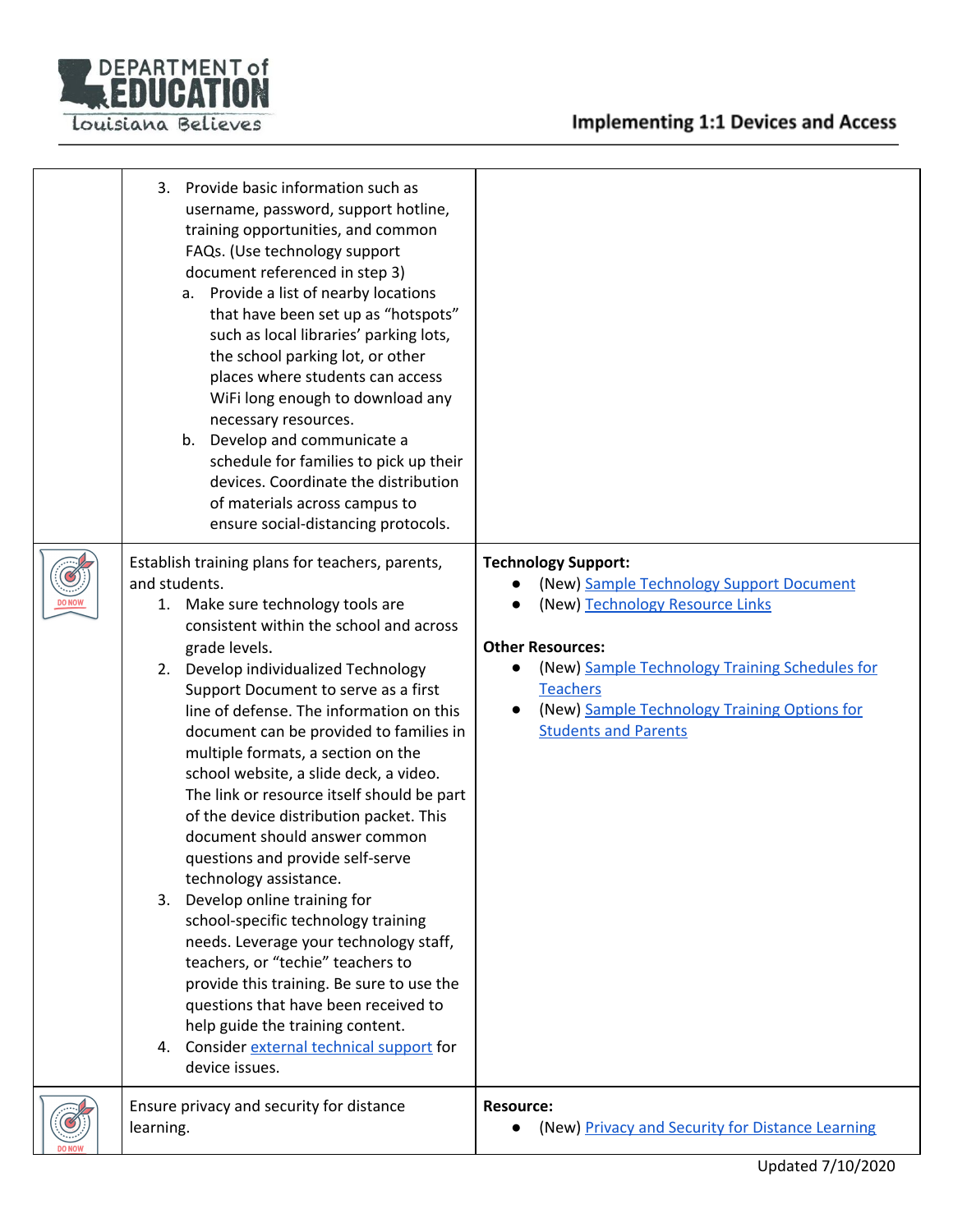| | | |
|---|---|---|
| | 3. Provide basic information such as username, password, support hotline, training opportunities, and common FAQs. (Use technology support document referenced in step 3)<br>a. Provide a list of nearby locations that have been set up as "hotspots" such as local libraries' parking lots, the school parking lot, or other places where students can access WiFi long enough to download any necessary resources.<br>b. Develop and communicate a schedule for families to pick up their devices. Coordinate the distribution of materials across campus to ensure social-distancing protocols. | |
| DO NOW | Establish training plans for teachers, parents, and students.<br>1. Make sure technology tools are consistent within the school and across grade levels.<br>2. Develop individualized Technology Support Document to serve as a first line of defense. The information on this document can be provided to families in multiple formats, a section on the school website, a slide deck, a video. The link or resource itself should be part of the device distribution packet. This document should answer common questions and provide self-serve technology assistance.<br>3. Develop online training for school-specific technology training needs. Leverage your technology staff, teachers, or "techie" teachers to provide this training. Be sure to use the questions that have been received to help guide the training content.<br>4. Consider external technical support for device issues. | **Technology Support:**<br>• (New) Sample Technology Support Document<br>• (New) Technology Resource Links<br><br>**Other Resources:**<br>• (New) Sample Technology Training Schedules for Teachers<br>• (New) Sample Technology Training Options for Students and Parents |
| DO NOW | Ensure privacy and security for distance learning. | **Resource:**<br>• (New) Privacy and Security for Distance Learning |

Updated 7/10/2020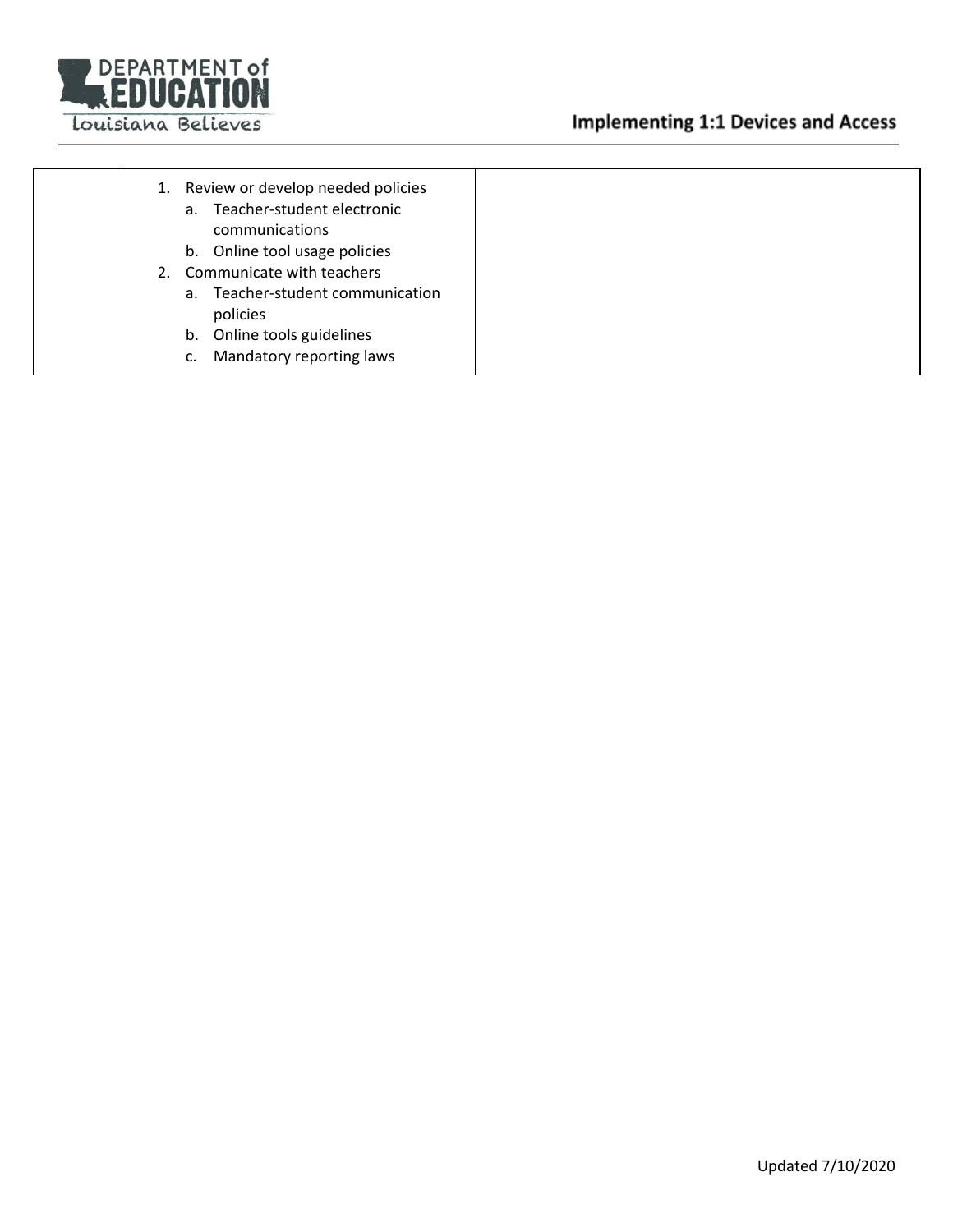| | | |
|---|---|---|
| | 1. Review or develop needed policies<br>a. Teacher-student electronic communications<br>b. Online tool usage policies<br>2. Communicate with teachers<br>a. Teacher-student communication policies<br>b. Online tools guidelines<br>c. Mandatory reporting laws | |